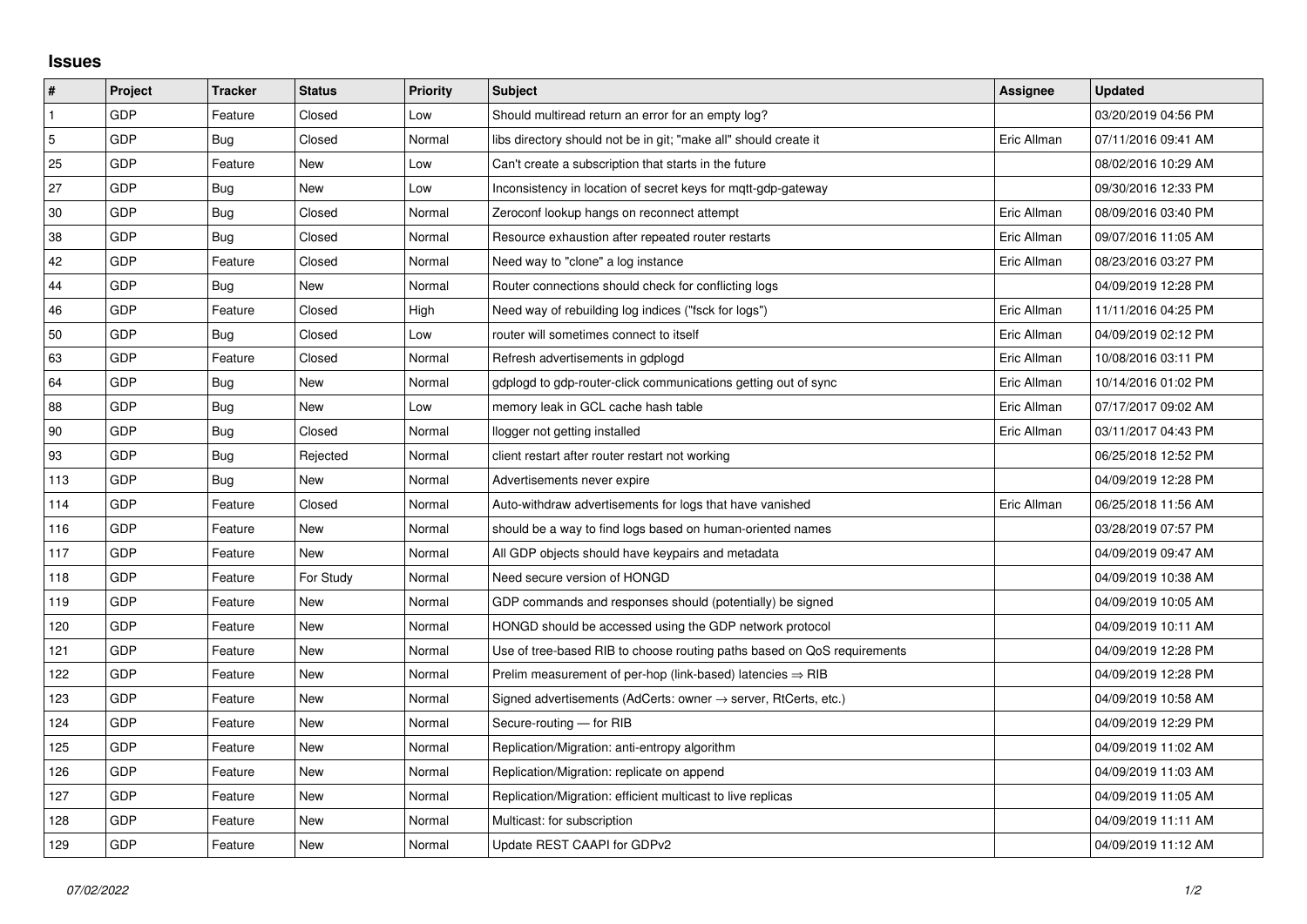## Issues

| # | Project | Tracker | Status | Priority | Subject | Assignee | Updated |
|---|---|---|---|---|---|---|---|
| 1 | GDP | Feature | Closed | Low | Should multiread return an error for an empty log? | | 03/20/2019 04:56 PM |
| 5 | GDP | Bug | Closed | Normal | libs directory should not be in git; "make all" should create it | Eric Allman | 07/11/2016 09:41 AM |
| 25 | GDP | Feature | New | Low | Can't create a subscription that starts in the future | | 08/02/2016 10:29 AM |
| 27 | GDP | Bug | New | Low | Inconsistency in location of secret keys for mqtt-gdp-gateway | | 09/30/2016 12:33 PM |
| 30 | GDP | Bug | Closed | Normal | Zeroconf lookup hangs on reconnect attempt | Eric Allman | 08/09/2016 03:40 PM |
| 38 | GDP | Bug | Closed | Normal | Resource exhaustion after repeated router restarts | Eric Allman | 09/07/2016 11:05 AM |
| 42 | GDP | Feature | Closed | Normal | Need way to "clone" a log instance | Eric Allman | 08/23/2016 03:27 PM |
| 44 | GDP | Bug | New | Normal | Router connections should check for conflicting logs | | 04/09/2019 12:28 PM |
| 46 | GDP | Feature | Closed | High | Need way of rebuilding log indices ("fsck for logs") | Eric Allman | 11/11/2016 04:25 PM |
| 50 | GDP | Bug | Closed | Low | router will sometimes connect to itself | Eric Allman | 04/09/2019 02:12 PM |
| 63 | GDP | Feature | Closed | Normal | Refresh advertisements in gdplogd | Eric Allman | 10/08/2016 03:11 PM |
| 64 | GDP | Bug | New | Normal | gdplogd to gdp-router-click communications getting out of sync | Eric Allman | 10/14/2016 01:02 PM |
| 88 | GDP | Bug | New | Low | memory leak in GCL cache hash table | Eric Allman | 07/17/2017 09:02 AM |
| 90 | GDP | Bug | Closed | Normal | llogger not getting installed | Eric Allman | 03/11/2017 04:43 PM |
| 93 | GDP | Bug | Rejected | Normal | client restart after router restart not working | | 06/25/2018 12:52 PM |
| 113 | GDP | Bug | New | Normal | Advertisements never expire | | 04/09/2019 12:28 PM |
| 114 | GDP | Feature | Closed | Normal | Auto-withdraw advertisements for logs that have vanished | Eric Allman | 06/25/2018 11:56 AM |
| 116 | GDP | Feature | New | Normal | should be a way to find logs based on human-oriented names | | 03/28/2019 07:57 PM |
| 117 | GDP | Feature | New | Normal | All GDP objects should have keypairs and metadata | | 04/09/2019 09:47 AM |
| 118 | GDP | Feature | For Study | Normal | Need secure version of HONGD | | 04/09/2019 10:38 AM |
| 119 | GDP | Feature | New | Normal | GDP commands and responses should (potentially) be signed | | 04/09/2019 10:05 AM |
| 120 | GDP | Feature | New | Normal | HONGD should be accessed using the GDP network protocol | | 04/09/2019 10:11 AM |
| 121 | GDP | Feature | New | Normal | Use of tree-based RIB to choose routing paths based on QoS requirements | | 04/09/2019 12:28 PM |
| 122 | GDP | Feature | New | Normal | Prelim measurement of per-hop (link-based) latencies ⇒ RIB | | 04/09/2019 12:28 PM |
| 123 | GDP | Feature | New | Normal | Signed advertisements (AdCerts: owner → server, RtCerts, etc.) | | 04/09/2019 10:58 AM |
| 124 | GDP | Feature | New | Normal | Secure-routing — for RIB | | 04/09/2019 12:29 PM |
| 125 | GDP | Feature | New | Normal | Replication/Migration: anti-entropy algorithm | | 04/09/2019 11:02 AM |
| 126 | GDP | Feature | New | Normal | Replication/Migration: replicate on append | | 04/09/2019 11:03 AM |
| 127 | GDP | Feature | New | Normal | Replication/Migration: efficient multicast to live replicas | | 04/09/2019 11:05 AM |
| 128 | GDP | Feature | New | Normal | Multicast: for subscription | | 04/09/2019 11:11 AM |
| 129 | GDP | Feature | New | Normal | Update REST CAAPI for GDPv2 | | 04/09/2019 11:12 AM |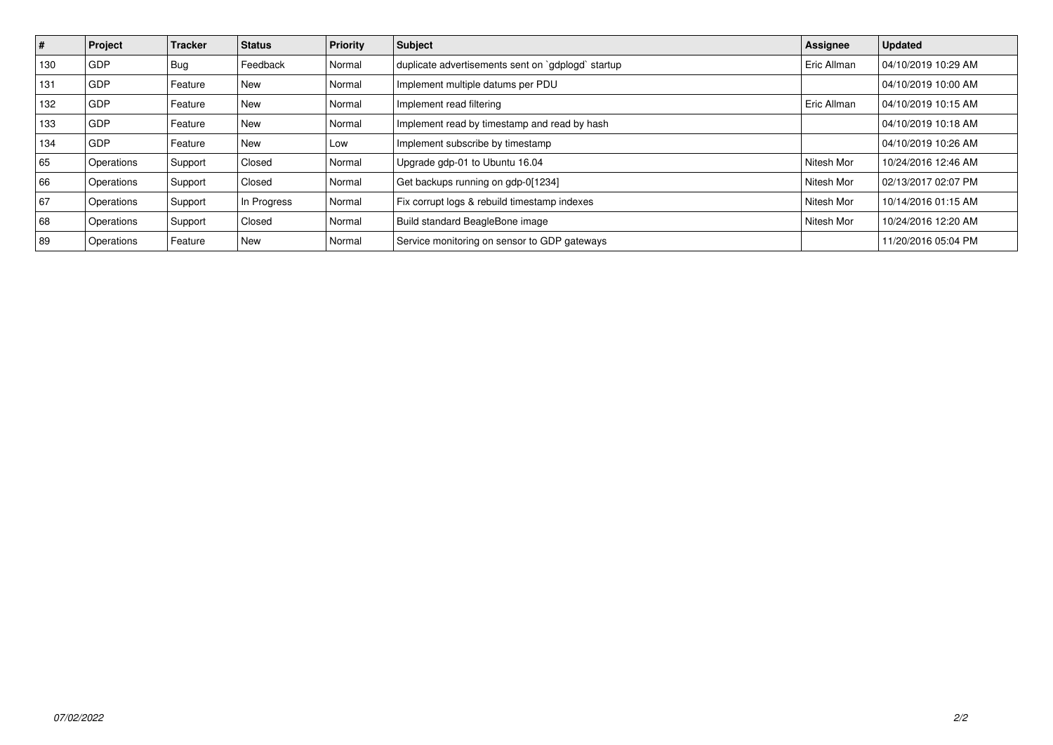| # | Project | Tracker | Status | Priority | Subject | Assignee | Updated |
|---|---|---|---|---|---|---|---|
| 130 | GDP | Bug | Feedback | Normal | duplicate advertisements sent on `gdplogd` startup | Eric Allman | 04/10/2019 10:29 AM |
| 131 | GDP | Feature | New | Normal | Implement multiple datums per PDU | | 04/10/2019 10:00 AM |
| 132 | GDP | Feature | New | Normal | Implement read filtering | Eric Allman | 04/10/2019 10:15 AM |
| 133 | GDP | Feature | New | Normal | Implement read by timestamp and read by hash | | 04/10/2019 10:18 AM |
| 134 | GDP | Feature | New | Low | Implement subscribe by timestamp | | 04/10/2019 10:26 AM |
| 65 | Operations | Support | Closed | Normal | Upgrade gdp-01 to Ubuntu 16.04 | Nitesh Mor | 10/24/2016 12:46 AM |
| 66 | Operations | Support | Closed | Normal | Get backups running on gdp-0[1234] | Nitesh Mor | 02/13/2017 02:07 PM |
| 67 | Operations | Support | In Progress | Normal | Fix corrupt logs & rebuild timestamp indexes | Nitesh Mor | 10/14/2016 01:15 AM |
| 68 | Operations | Support | Closed | Normal | Build standard BeagleBone image | Nitesh Mor | 10/24/2016 12:20 AM |
| 89 | Operations | Feature | New | Normal | Service monitoring on sensor to GDP gateways | | 11/20/2016 05:04 PM |